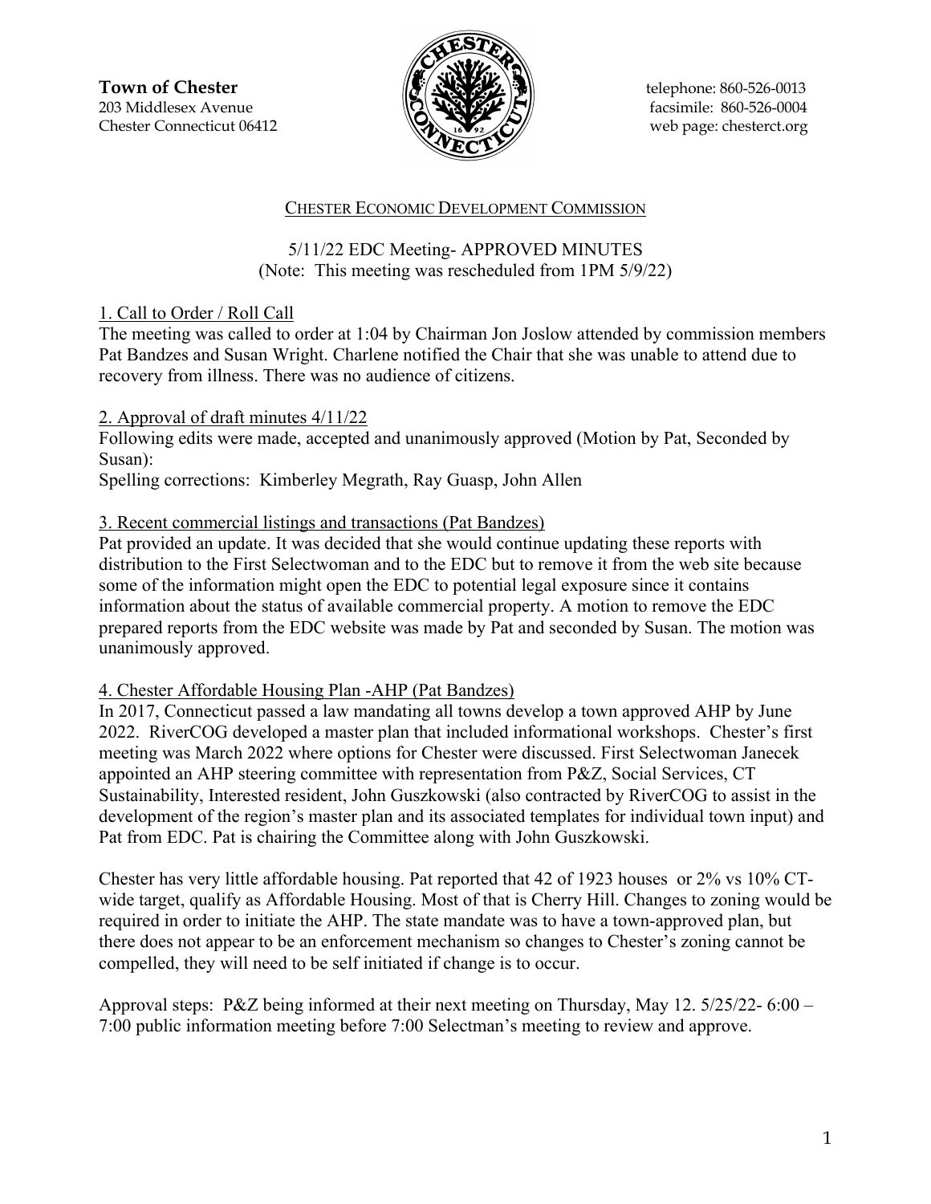**Town of Chester**
203 Middlesex Avenue
Chester Connecticut 06412

telephone: 860-526-0013
facsimile: 860-526-0004
web page: chesterct.org

## CHESTER ECONOMIC DEVELOPMENT COMMISSION

5/11/22 EDC Meeting- APPROVED MINUTES
(Note: This meeting was rescheduled from 1PM 5/9/22)

### 1. Call to Order / Roll Call

The meeting was called to order at 1:04 by Chairman Jon Joslow attended by commission members Pat Bandzes and Susan Wright. Charlene notified the Chair that she was unable to attend due to recovery from illness. There was no audience of citizens.

### 2. Approval of draft minutes 4/11/22

Following edits were made, accepted and unanimously approved (Motion by Pat, Seconded by Susan):
Spelling corrections: Kimberley Megrath, Ray Guasp, John Allen

### 3. Recent commercial listings and transactions (Pat Bandzes)

Pat provided an update. It was decided that she would continue updating these reports with distribution to the First Selectwoman and to the EDC but to remove it from the web site because some of the information might open the EDC to potential legal exposure since it contains information about the status of available commercial property. A motion to remove the EDC prepared reports from the EDC website was made by Pat and seconded by Susan. The motion was unanimously approved.

### 4. Chester Affordable Housing Plan -AHP (Pat Bandzes)

In 2017, Connecticut passed a law mandating all towns develop a town approved AHP by June 2022. RiverCOG developed a master plan that included informational workshops. Chester's first meeting was March 2022 where options for Chester were discussed. First Selectwoman Janecek appointed an AHP steering committee with representation from P&Z, Social Services, CT Sustainability, Interested resident, John Guszkowski (also contracted by RiverCOG to assist in the development of the region's master plan and its associated templates for individual town input) and Pat from EDC. Pat is chairing the Committee along with John Guszkowski.

Chester has very little affordable housing. Pat reported that 42 of 1923 houses or 2% vs 10% CT-wide target, qualify as Affordable Housing. Most of that is Cherry Hill. Changes to zoning would be required in order to initiate the AHP. The state mandate was to have a town-approved plan, but there does not appear to be an enforcement mechanism so changes to Chester's zoning cannot be compelled, they will need to be self initiated if change is to occur.

Approval steps: P&Z being informed at their next meeting on Thursday, May 12. 5/25/22- 6:00 – 7:00 public information meeting before 7:00 Selectman's meeting to review and approve.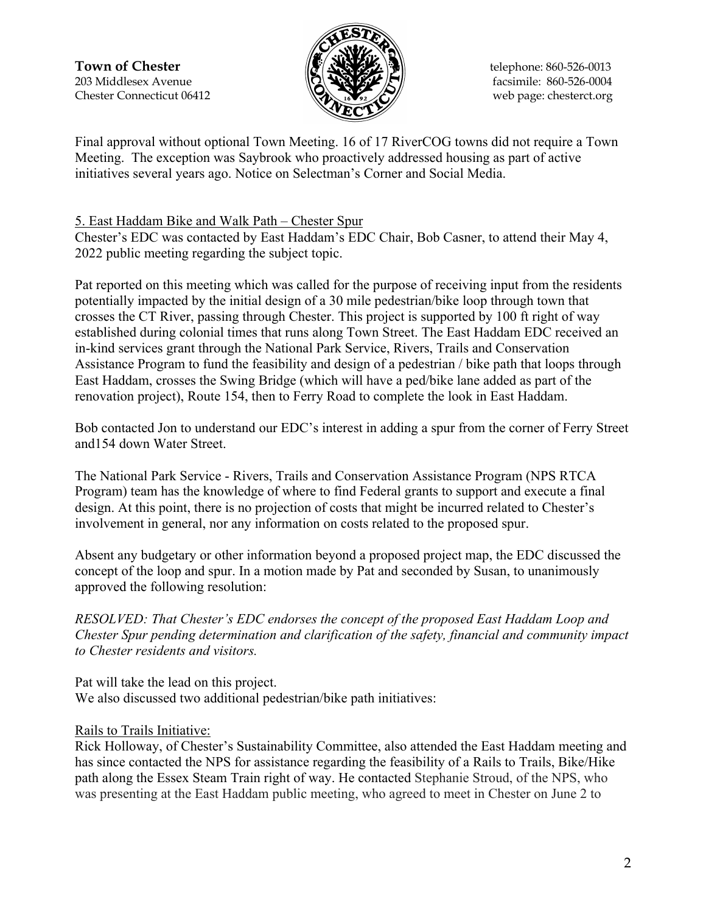Final approval without optional Town Meeting. 16 of 17 RiverCOG towns did not require a Town Meeting. The exception was Saybrook who proactively addressed housing as part of active initiatives several years ago. Notice on Selectman's Corner and Social Media.

5. East Haddam Bike and Walk Path – Chester Spur

Chester's EDC was contacted by East Haddam's EDC Chair, Bob Casner, to attend their May 4, 2022 public meeting regarding the subject topic.

Pat reported on this meeting which was called for the purpose of receiving input from the residents potentially impacted by the initial design of a 30 mile pedestrian/bike loop through town that crosses the CT River, passing through Chester. This project is supported by 100 ft right of way established during colonial times that runs along Town Street. The East Haddam EDC received an in-kind services grant through the National Park Service, Rivers, Trails and Conservation Assistance Program to fund the feasibility and design of a pedestrian / bike path that loops through East Haddam, crosses the Swing Bridge (which will have a ped/bike lane added as part of the renovation project), Route 154, then to Ferry Road to complete the look in East Haddam.

Bob contacted Jon to understand our EDC's interest in adding a spur from the corner of Ferry Street and154 down Water Street.

The National Park Service - Rivers, Trails and Conservation Assistance Program (NPS RTCA Program) team has the knowledge of where to find Federal grants to support and execute a final design. At this point, there is no projection of costs that might be incurred related to Chester's involvement in general, nor any information on costs related to the proposed spur.

Absent any budgetary or other information beyond a proposed project map, the EDC discussed the concept of the loop and spur. In a motion made by Pat and seconded by Susan, to unanimously approved the following resolution:

*RESOLVED: That Chester's EDC endorses the concept of the proposed East Haddam Loop and Chester Spur pending determination and clarification of the safety, financial and community impact to Chester residents and visitors.*

Pat will take the lead on this project.
We also discussed two additional pedestrian/bike path initiatives:

Rails to Trails Initiative:

Rick Holloway, of Chester's Sustainability Committee, also attended the East Haddam meeting and has since contacted the NPS for assistance regarding the feasibility of a Rails to Trails, Bike/Hike path along the Essex Steam Train right of way. He contacted Stephanie Stroud, of the NPS, who was presenting at the East Haddam public meeting, who agreed to meet in Chester on June 2 to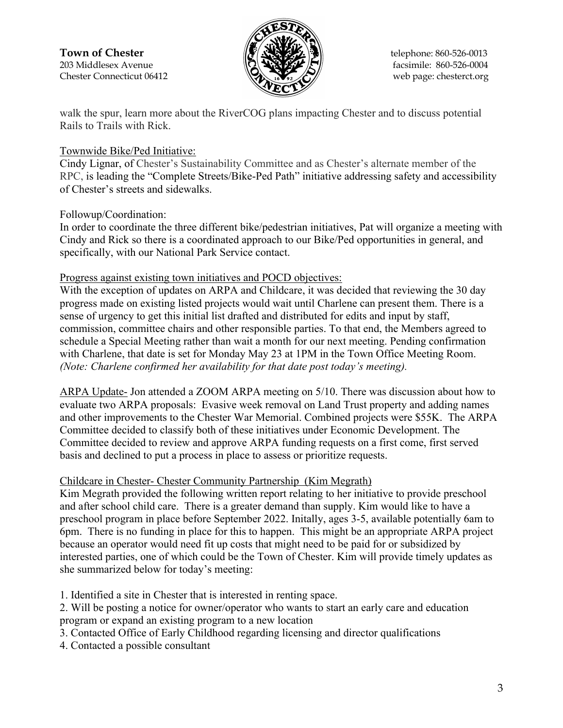walk the spur, learn more about the RiverCOG plans impacting Chester and to discuss potential Rails to Trails with Rick.

Townwide Bike/Ped Initiative:

Cindy Lignar, of Chester's Sustainability Committee and as Chester's alternate member of the RPC, is leading the "Complete Streets/Bike-Ped Path" initiative addressing safety and accessibility of Chester's streets and sidewalks.

Followup/Coordination:

In order to coordinate the three different bike/pedestrian initiatives, Pat will organize a meeting with Cindy and Rick so there is a coordinated approach to our Bike/Ped opportunities in general, and specifically, with our National Park Service contact.

Progress against existing town initiatives and POCD objectives:

With the exception of updates on ARPA and Childcare, it was decided that reviewing the 30 day progress made on existing listed projects would wait until Charlene can present them. There is a sense of urgency to get this initial list drafted and distributed for edits and input by staff, commission, committee chairs and other responsible parties. To that end, the Members agreed to schedule a Special Meeting rather than wait a month for our next meeting. Pending confirmation with Charlene, that date is set for Monday May 23 at 1PM in the Town Office Meeting Room. *(Note: Charlene confirmed her availability for that date post today's meeting).*

ARPA Update- Jon attended a ZOOM ARPA meeting on 5/10. There was discussion about how to evaluate two ARPA proposals: Evasive week removal on Land Trust property and adding names and other improvements to the Chester War Memorial. Combined projects were $55K. The ARPA Committee decided to classify both of these initiatives under Economic Development. The Committee decided to review and approve ARPA funding requests on a first come, first served basis and declined to put a process in place to assess or prioritize requests.

Childcare in Chester- Chester Community Partnership (Kim Megrath)

Kim Megrath provided the following written report relating to her initiative to provide preschool and after school child care. There is a greater demand than supply. Kim would like to have a preschool program in place before September 2022. Initally, ages 3-5, available potentially 6am to 6pm. There is no funding in place for this to happen. This might be an appropriate ARPA project because an operator would need fit up costs that might need to be paid for or subsidized by interested parties, one of which could be the Town of Chester. Kim will provide timely updates as she summarized below for today's meeting:

1. Identified a site in Chester that is interested in renting space.
2. Will be posting a notice for owner/operator who wants to start an early care and education program or expand an existing program to a new location
3. Contacted Office of Early Childhood regarding licensing and director qualifications
4. Contacted a possible consultant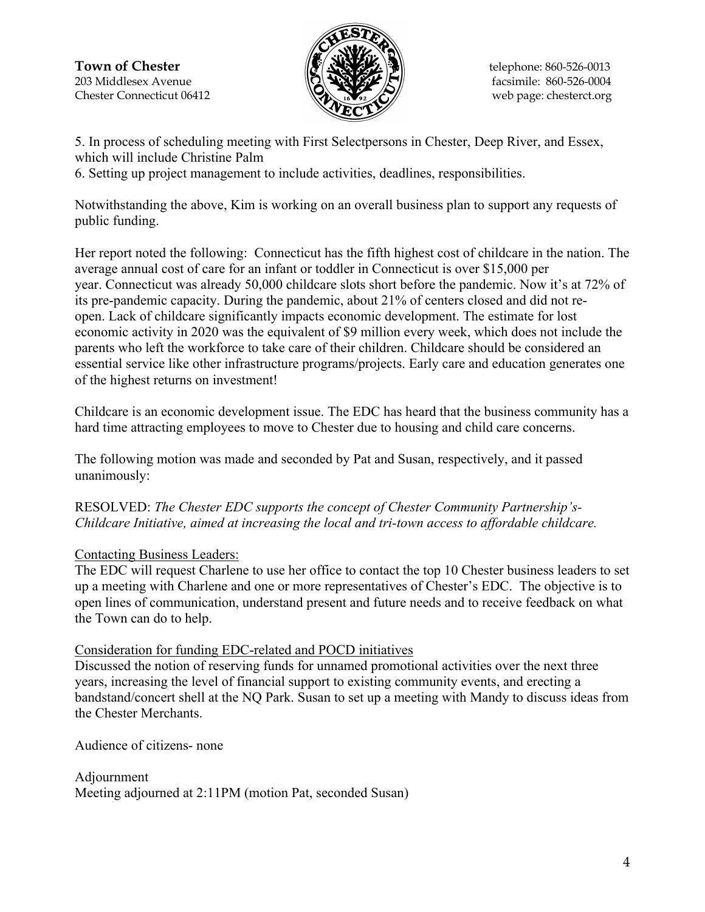5. In process of scheduling meeting with First Selectpersons in Chester, Deep River, and Essex, which will include Christine Palm
6. Setting up project management to include activities, deadlines, responsibilities.

Notwithstanding the above, Kim is working on an overall business plan to support any requests of public funding.

Her report noted the following: Connecticut has the fifth highest cost of childcare in the nation. The average annual cost of care for an infant or toddler in Connecticut is over $15,000 per year. Connecticut was already 50,000 childcare slots short before the pandemic. Now it's at 72% of its pre-pandemic capacity. During the pandemic, about 21% of centers closed and did not re-open. Lack of childcare significantly impacts economic development. The estimate for lost economic activity in 2020 was the equivalent of $9 million every week, which does not include the parents who left the workforce to take care of their children. Childcare should be considered an essential service like other infrastructure programs/projects. Early care and education generates one of the highest returns on investment!

Childcare is an economic development issue. The EDC has heard that the business community has a hard time attracting employees to move to Chester due to housing and child care concerns.

The following motion was made and seconded by Pat and Susan, respectively, and it passed unanimously:

RESOLVED: *The Chester EDC supports the concept of Chester Community Partnership's-Childcare Initiative, aimed at increasing the local and tri-town access to affordable childcare.*

<u>Contacting Business Leaders:</u>
The EDC will request Charlene to use her office to contact the top 10 Chester business leaders to set up a meeting with Charlene and one or more representatives of Chester's EDC. The objective is to open lines of communication, understand present and future needs and to receive feedback on what the Town can do to help.

<u>Consideration for funding EDC-related and POCD initiatives</u>
Discussed the notion of reserving funds for unnamed promotional activities over the next three years, increasing the level of financial support to existing community events, and erecting a bandstand/concert shell at the NQ Park. Susan to set up a meeting with Mandy to discuss ideas from the Chester Merchants.

Audience of citizens- none

Adjournment
Meeting adjourned at 2:11PM (motion Pat, seconded Susan)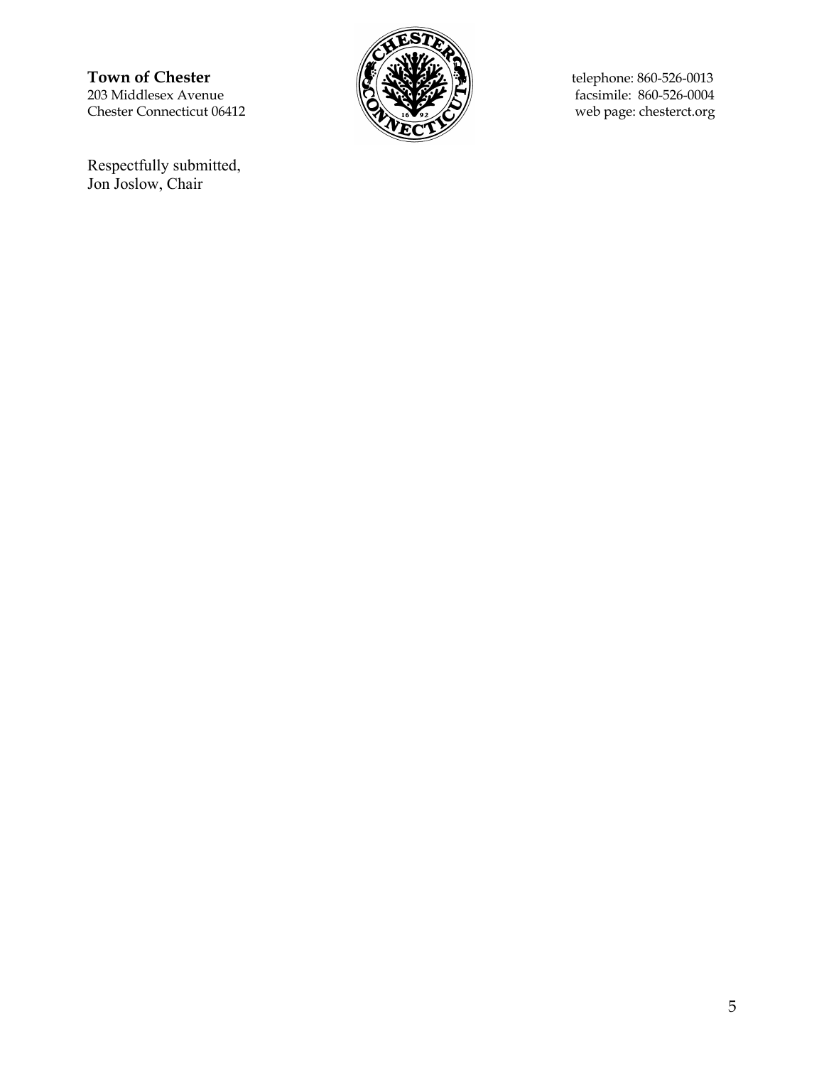**Town of Chester**
203 Middlesex Avenue
Chester Connecticut 06412

telephone: 860-526-0013
facsimile: 860-526-0004
web page: chesterct.org

Respectfully submitted,
Jon Joslow, Chair